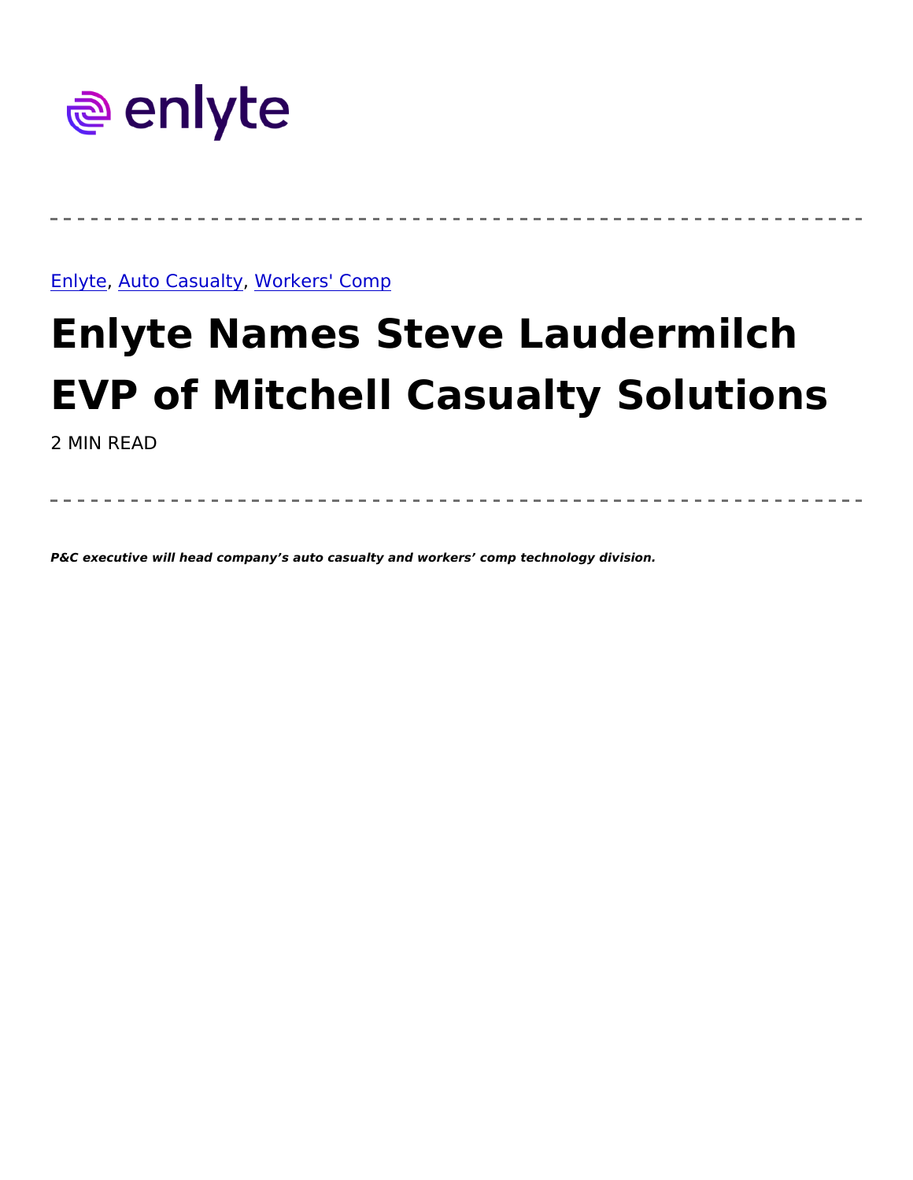enlyte

[Enlyte], [Auto Casualty], [Workers' Comp]

# Enlyte Names Steve Laudermilch EVP of Mitchell Casualty Solutions

2 MIN READ

***P&C executive will head company's auto casualty and workers' comp technology division.***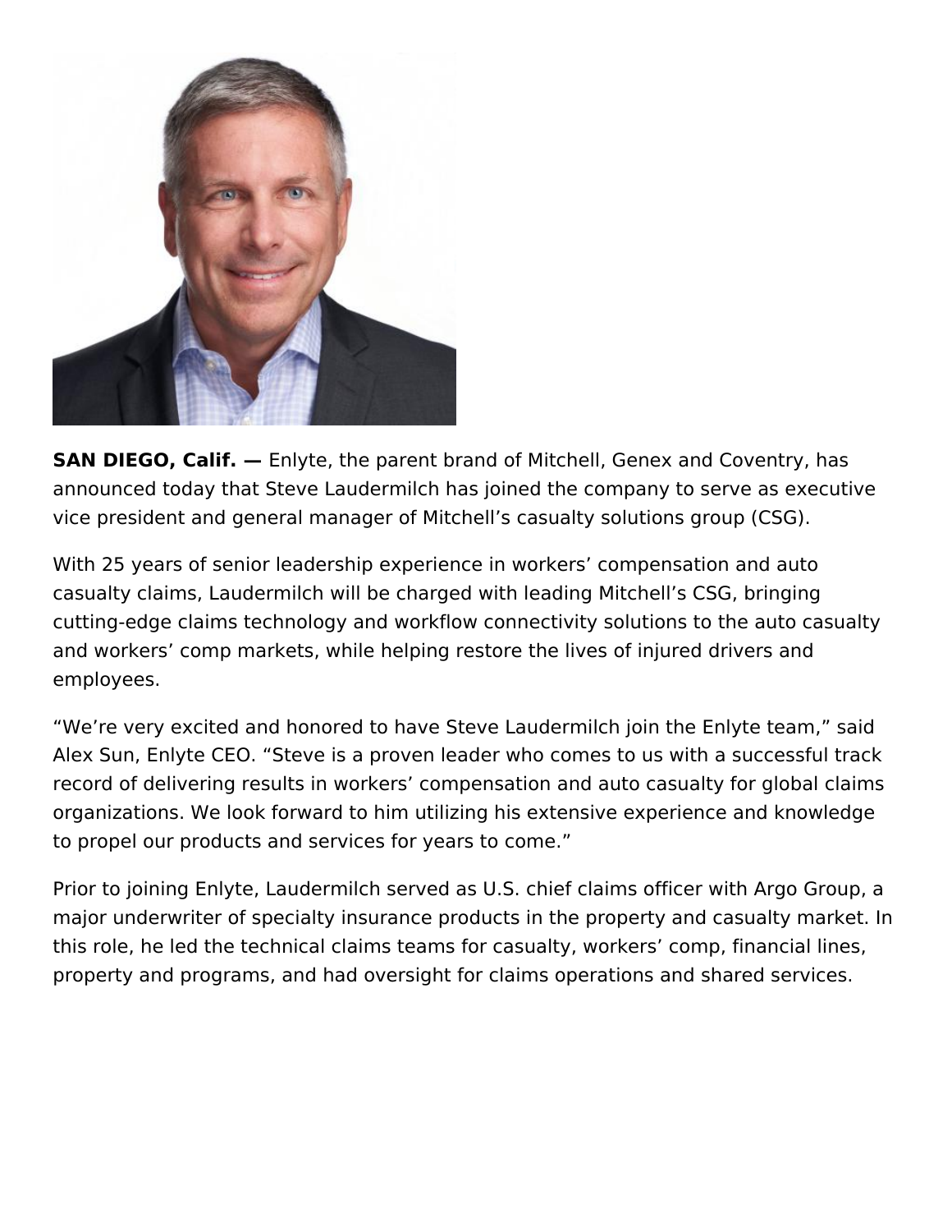**SAN DIEGO, Calif. —** Enlyte, the parent brand of Mitchell, Genex and Coventry, has announced today that Steve Laudermilch has joined the company to serve as executive vice president and general manager of Mitchell's casualty solutions group (CSG).

With 25 years of senior leadership experience in workers' compensation and auto casualty claims, Laudermilch will be charged with leading Mitchell's CSG, bringing cutting-edge claims technology and workflow connectivity solutions to the auto casualty and workers' comp markets, while helping restore the lives of injured drivers and employees.

"We're very excited and honored to have Steve Laudermilch join the Enlyte team," said Alex Sun, Enlyte CEO. "Steve is a proven leader who comes to us with a successful track record of delivering results in workers' compensation and auto casualty for global claims organizations. We look forward to him utilizing his extensive experience and knowledge to propel our products and services for years to come."

Prior to joining Enlyte, Laudermilch served as U.S. chief claims officer with Argo Group, a major underwriter of specialty insurance products in the property and casualty market. In this role, he led the technical claims teams for casualty, workers' comp, financial lines, property and programs, and had oversight for claims operations and shared services.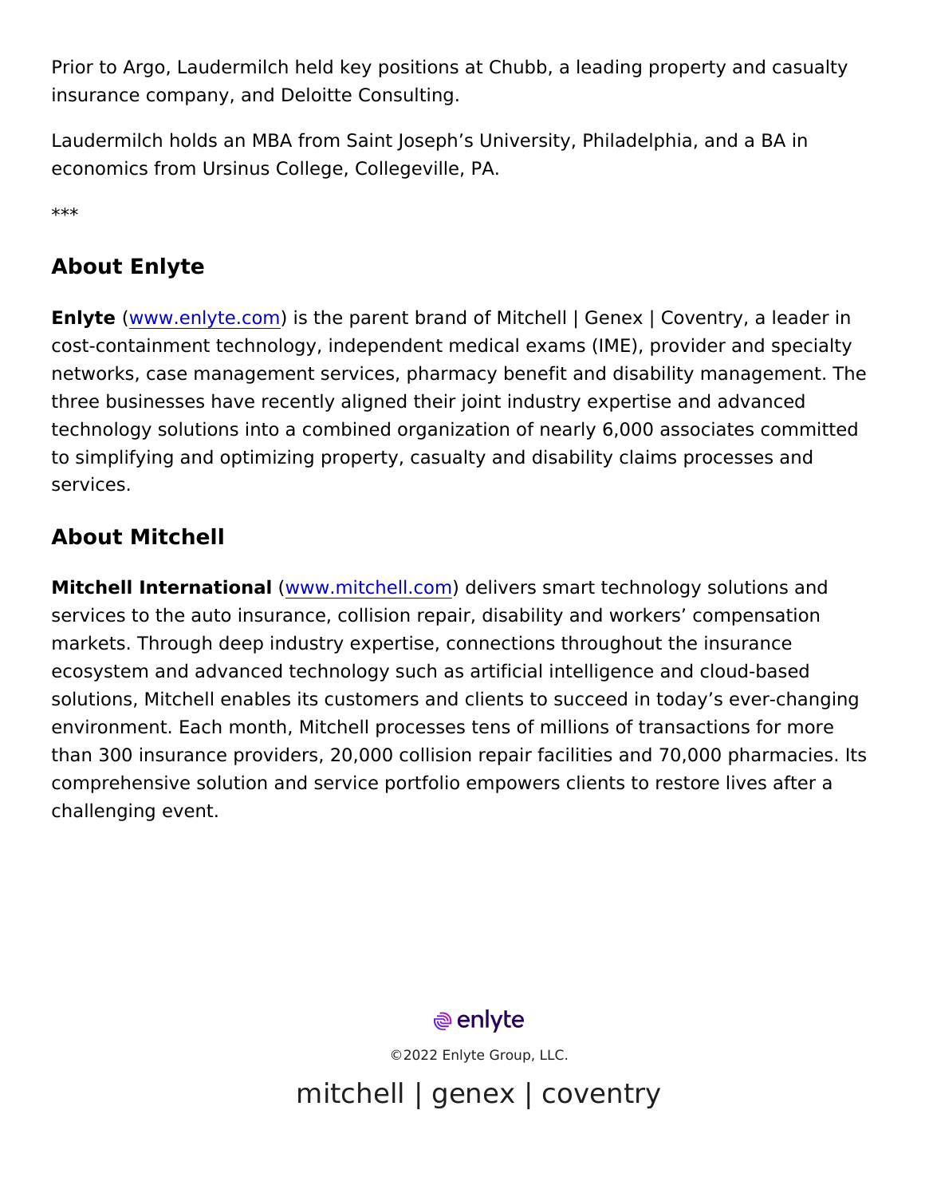Prior to Argo, Laudermilch held key positions at Chubb, a leading property and casualty insurance company, and Deloitte Consulting.

Laudermilch holds an MBA from Saint Joseph's University, Philadelphia, and a BA in economics from Ursinus College, Collegeville, PA.

***

## About Enlyte

**Enlyte** (www.enlyte.com) is the parent brand of Mitchell | Genex | Coventry, a leader in cost-containment technology, independent medical exams (IME), provider and specialty networks, case management services, pharmacy benefit and disability management. The three businesses have recently aligned their joint industry expertise and advanced technology solutions into a combined organization of nearly 6,000 associates committed to simplifying and optimizing property, casualty and disability claims processes and services.

## About Mitchell

**Mitchell International** (www.mitchell.com) delivers smart technology solutions and services to the auto insurance, collision repair, disability and workers' compensation markets. Through deep industry expertise, connections throughout the insurance ecosystem and advanced technology such as artificial intelligence and cloud-based solutions, Mitchell enables its customers and clients to succeed in today's ever-changing environment. Each month, Mitchell processes tens of millions of transactions for more than 300 insurance providers, 20,000 collision repair facilities and 70,000 pharmacies. Its comprehensive solution and service portfolio empowers clients to restore lives after a challenging event.

enlyte

©2022 Enlyte Group, LLC.

mitchell | genex | coventry